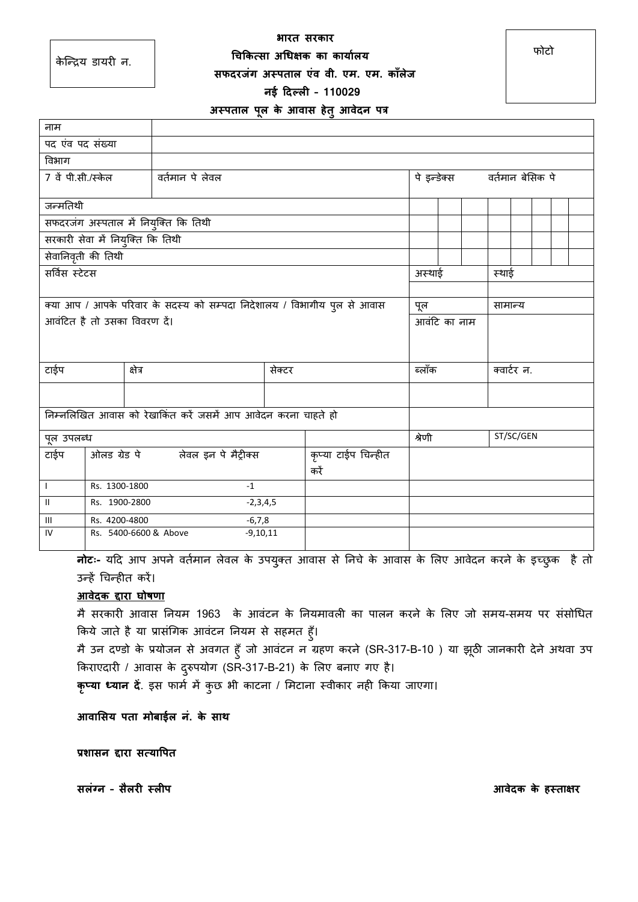केन्द्रिय डायरी न.

फोटो

**भारत सरकार**

**चिकित्सा अधिक्षक का कार्यालय**

**सफदरजंग अस्पताल एंव वी. एम. एम. कॉलेज**

**नई दिल्ली - 110029**

**अस्पताल पूल के आवास हेतु आवेदन पत्र**

| नाम | | | |
|---|---|---|---|
| पद एंव पद संख्या | | | |
| विभाग | | | |
| 7 वें पी.सी./स्केल | वर्तमान पे लेवल | पे इन्डेक्स | वर्तमान बेसिक पे |
| जन्मतिथी | | | |
| सफदरजंग अस्पताल में नियुक्ति कि तिथी | | | |
| सरकारी सेवा में नियुक्ति कि तिथी | | | |
| सेवानिवृती की तिथी | | | |
| सर्विस स्टेटस | | अस्थाई | स्थाई |
| क्या आप / आपके परिवार के सदस्य को सम्पदा निदेशालय / विभागीय पुल से आवास आवंटित है तो उसका विवरण दें। | | पूल<br>आवंटि का नाम | सामान्य |

| टाईप | क्षेत्र | सेक्टर | ब्लॉक | क्वार्टर न. |
|---|---|---|---|---|
| | | | | |

निम्नलिखित आवास को रेखांकित करें जसमें आप आवेदन करना चाहते हो

| पूल उपलब्ध | | | | श्रेणी | ST/SC/GEN |
|---|---|---|---|---|---|
| टाईप | ओलड ग्रेड पे | लेवल इन पे मैट्रीक्स | कृप्या टाईप चिन्हीत करें | | |
| I | Rs. 1300-1800 | -1 | | | |
| II | Rs. 1900-2800 | -2,3,4,5 | | | |
| III | Rs. 4200-4800 | -6,7,8 | | | |
| IV | Rs. 5400-6600 & Above | -9,10,11 | | | |

**नोटः-** यदि आप अपने वर्तमान लेवल के उपयुक्त आवास से निचे के आवास के लिए आवेदन करने के इच्छुक है तो उन्हें चिन्हीत करें।

**आवेदक द्वारा घोषणा**

मै सरकारी आवास नियम 1963 के आवंटन के नियमावली का पालन करने के लिए जो समय-समय पर संसोधित किये जाते है या प्रासंगिक आवंटन नियम से सहमत हुँ।

मै उन दण्डो के प्रयोजन से अवगत हुँ जो आवंटन न ग्रहण करने (SR-317-B-10 ) या झूठी जानकारी देने अथवा उप किराएदारी / आवास के दुरुपयोग (SR-317-B-21) के लिए बनाए गए है।

**कृप्या ध्यान दें**. इस फार्म में कुछ भी काटना / मिटाना स्वीकार नही किया जाएगा।

**आवासिय पता मोबाईल नं. के साथ**

**प्रशासन द्वारा सत्यापित**

**सलंग्न - सैलरी स्लीप** **आवेदक के हस्ताक्षर**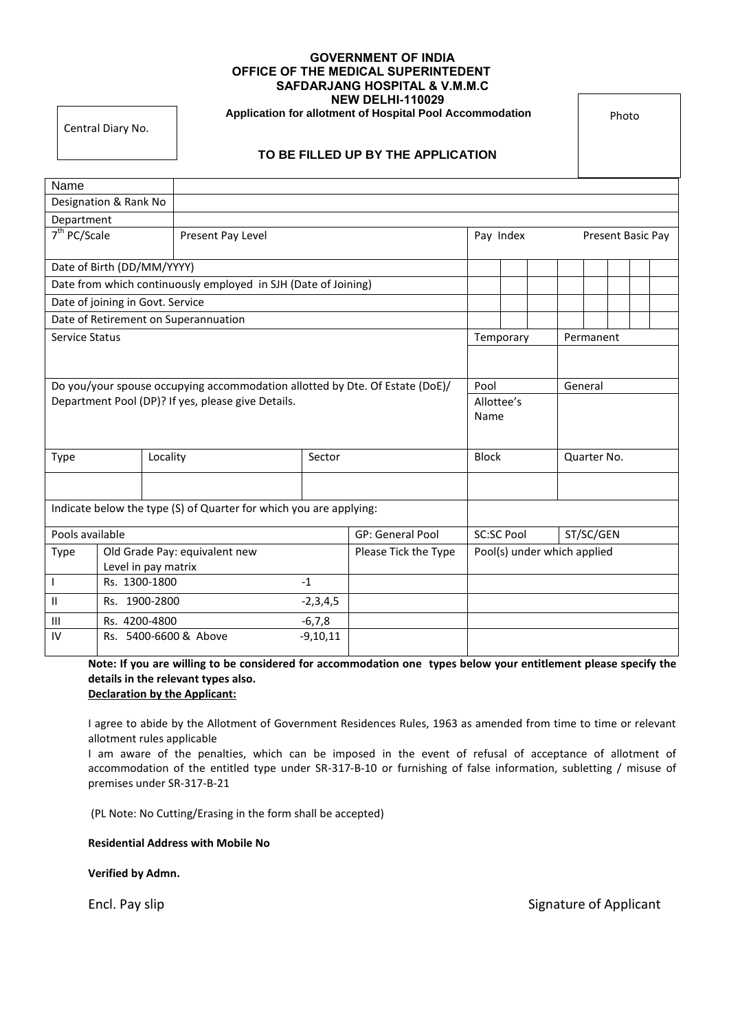**GOVERNMENT OF INDIA**
**OFFICE OF THE MEDICAL SUPERINTEDENT**
**SAFDARJANG HOSPITAL & V.M.M.C**
**NEW DELHI-110029**

Central Diary No.

**Application for allotment of Hospital Pool Accommodation**

Photo

**TO BE FILLED UP BY THE APPLICATION**

| | | | | | | | |
|---|---|---|---|---|---|---|---|
| Name | | | | | | | |
| Designation & Rank No | | | | | | | |
| Department | | | | | | | |
| 7[th] PC/Scale | Present Pay Level | | | | Pay Index | | Present Basic Pay |
| Date of Birth (DD/MM/YYYY) | | | | | | | |
| Date from which continuously employed in SJH (Date of Joining) | | | | | | | |
| Date of joining in Govt. Service | | | | | | | |
| Date of Retirement on Superannuation | | | | | | | |
| Service Status | | | | | Temporary | | Permanent |
| Do you/your spouse occupying accommodation allotted by Dte. Of Estate (DoE)/ Department Pool (DP)? If yes, please give Details. | | | | | Pool | | General |
| | | | | | Allottee's Name | | |
| Type | Locality | | Sector | | Block | | Quarter No. |
| | | | | | | | |
| Indicate below the type (S) of Quarter for which you are applying: | | | | | | | |
| Pools available | | | | GP: General Pool | SC:SC Pool | | ST/SC/GEN |
| Type | Old Grade Pay: equivalent new Level in pay matrix | | | Please Tick the Type | Pool(s) under which applied | | |
| I | Rs. 1300-1800 | -1 | | | | | |
| II | Rs. 1900-2800 | -2,3,4,5 | | | | | |
| III | Rs. 4200-4800 | -6,7,8 | | | | | |
| IV | Rs. 5400-6600 & Above | -9,10,11 | | | | | |

**Note: If you are willing to be considered for accommodation one types below your entitlement please specify the details in the relevant types also.**

**Declaration by the Applicant:**

I agree to abide by the Allotment of Government Residences Rules, 1963 as amended from time to time or relevant allotment rules applicable

I am aware of the penalties, which can be imposed in the event of refusal of acceptance of allotment of accommodation of the entitled type under SR-317-B-10 or furnishing of false information, subletting / misuse of premises under SR-317-B-21

(PL Note: No Cutting/Erasing in the form shall be accepted)

**Residential Address with Mobile No**

**Verified by Admn.**

Encl. Pay slip

Signature of Applicant